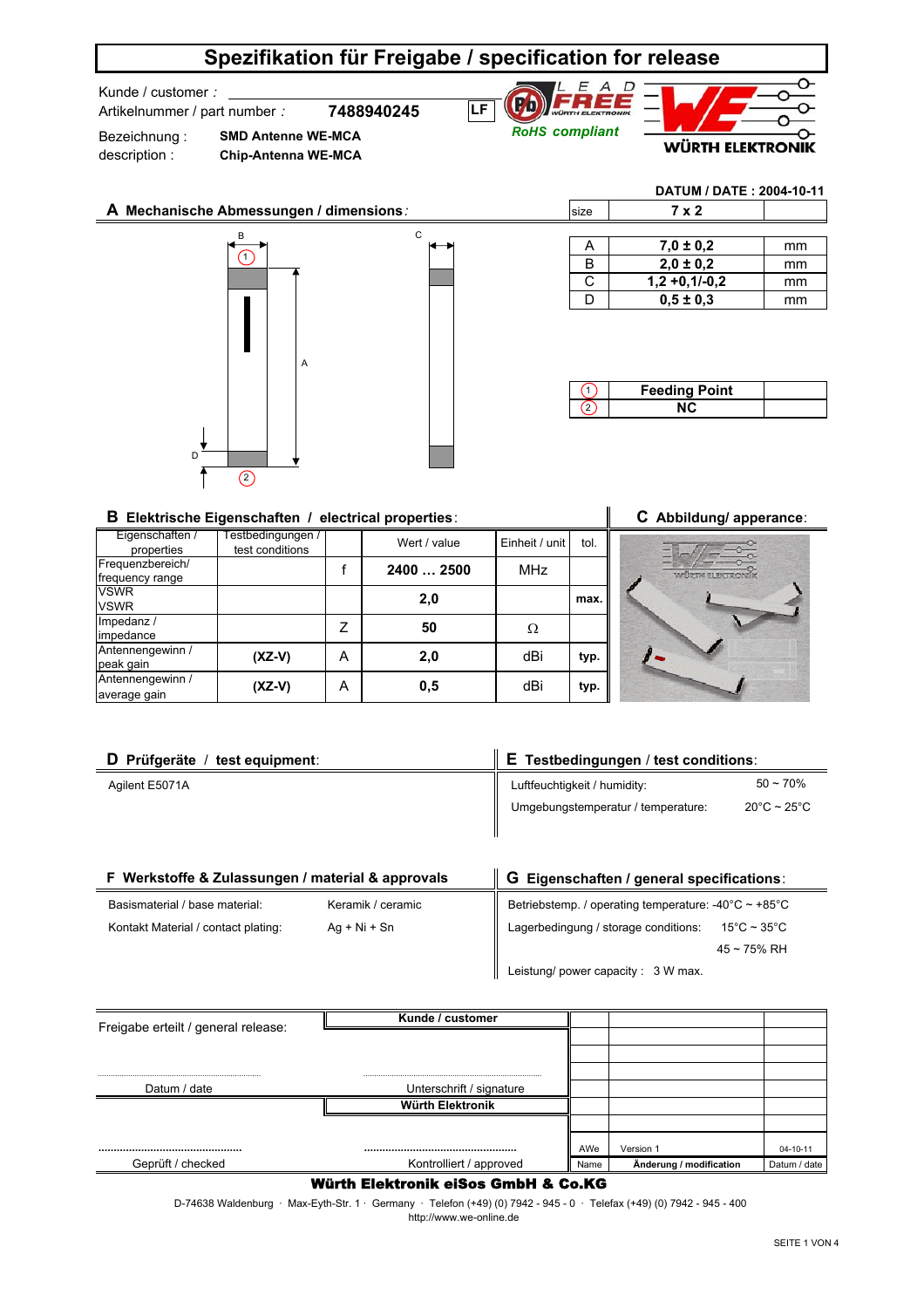# Spezifikation für Freigabe / specification for release

Kunde / customer :

Artikelnummer / part number : **7488940245** LF

Bezeichnung : **SMD Antenne WE-MCA**

description : **Chip-Antenna WE-MCA**

LEAD FREE – RoHS compliant

WÜRTH ELEKTRONIK

**DATUM / DATE : 2004-10-11**

## A Mechanische Abmessungen / dimensions:

| size | 7 x 2 | |
|---|---|---|
| A | 7,0 ± 0,2 | mm |
| B | 2,0 ± 0,2 | mm |
| C | 1,2 +0,1/-0,2 | mm |
| D | 0,5 ± 0,3 | mm |

| | | |
|---|---|---|
| 1 | Feeding Point | |
| 2 | NC | |

## B Elektrische Eigenschaften / electrical properties:

| Eigenschaften / properties | Testbedingungen / test conditions | | Wert / value | Einheit / unit | tol. |
|---|---|---|---|---|---|
| Frequenzbereich/ frequency range | | f | 2400 … 2500 | MHz | |
| VSWR VSWR | | | 2,0 | | max. |
| Impedanz / impedance | | Z | 50 | Ω | |
| Antennengewinn / peak gain | (XZ-V) | A | 2,0 | dBi | typ. |
| Antennengewinn / average gain | (XZ-V) | A | 0,5 | dBi | typ. |

## C Abbildung/ apperance:

## D Prüfgeräte / test equipment:

Agilent E5071A

## E Testbedingungen / test conditions:

| | |
|---|---|
| Luftfeuchtigkeit / humidity: | 50 ~ 70% |
| Umgebungstemperatur / temperature: | 20°C ~ 25°C |

## F Werkstoffe & Zulassungen / material & approvals

| | |
|---|---|
| Basismaterial / base material: | Keramik / ceramic |
| Kontakt Material / contact plating: | Ag + Ni + Sn |

## G Eigenschaften / general specifications:

Betriebstemp. / operating temperature: -40°C ~ +85°C

Lagerbedingung / storage conditions: 15°C ~ 35°C, 45 ~ 75% RH

Leistung/ power capacity : 3 W max.

Freigabe erteilt / general release:

| Kunde / customer | |
|---|---|
| Datum / date | Unterschrift / signature |

| Würth Elektronik | |
|---|---|
| Geprüft / checked | Kontrolliert / approved |

| Name | Änderung / modification | Datum / date |
|---|---|---|
| AWe | Version 1 | 04-10-11 |

**Würth Elektronik eiSos GmbH & Co.KG**

D-74638 Waldenburg · Max-Eyth-Str. 1 · Germany · Telefon (+49) (0) 7942 - 945 - 0 · Telefax (+49) (0) 7942 - 945 - 400

http://www.we-online.de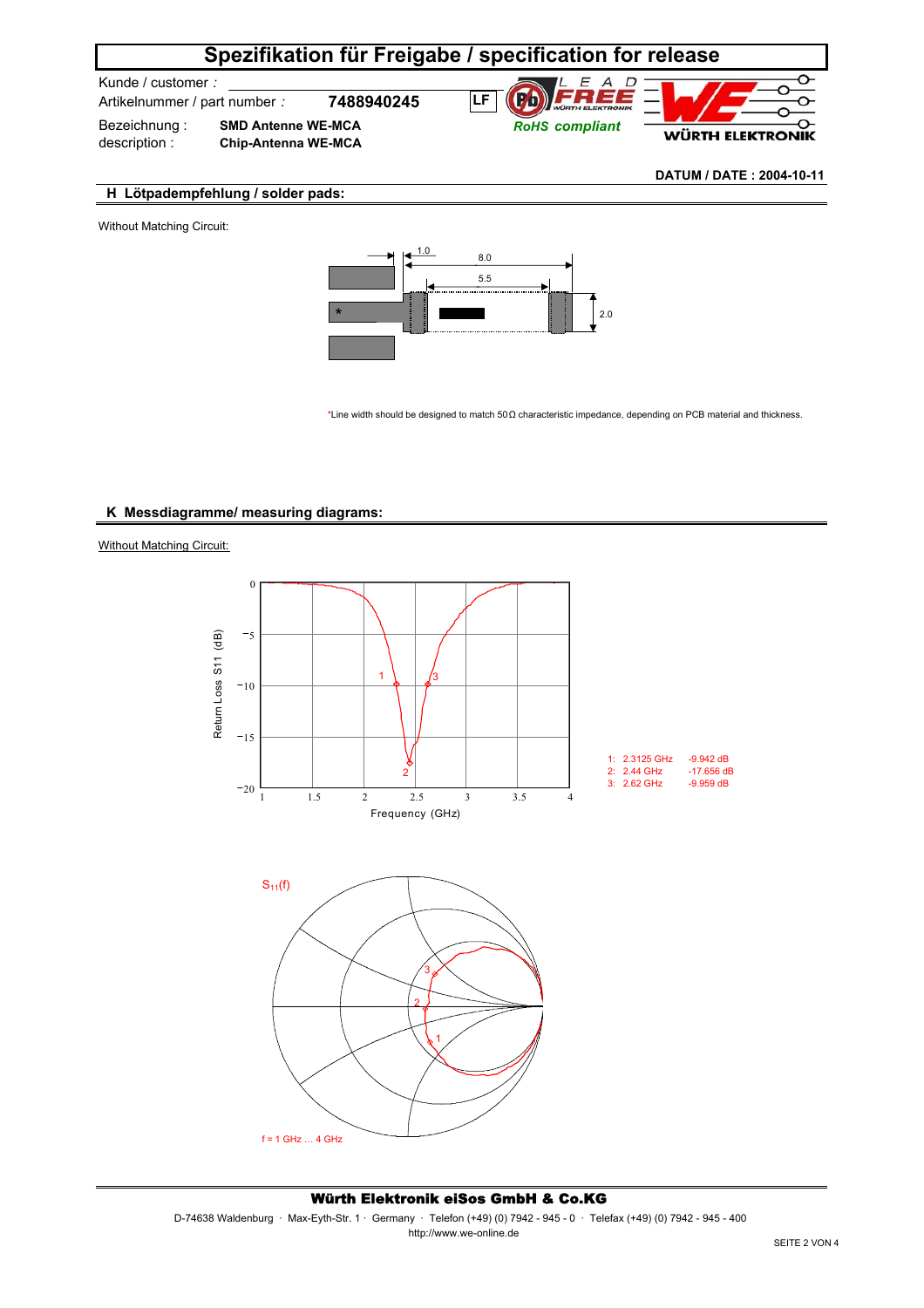# Spezifikation für Freigabe / specification for release

Kunde / customer :

Artikelnummer / part number : **7488940245** LF

Bezeichnung : **SMD Antenne WE-MCA**

description : **Chip-Antenna WE-MCA**

RoHS compliant

WÜRTH ELEKTRONIK

**DATUM / DATE : 2004-10-11**

## H Lötpadempfehlung / solder pads:

Without Matching Circuit:

1.0

8.0

5.5

2.0

*

*Line width should be designed to match 50 Ω characteristic impedance, depending on PCB material and thickness.

## K Messdiagramme/ measuring diagrams:

Without Matching Circuit:

Return Loss S11 (dB)

Frequency (GHz)

| Marker | Frequency | Return Loss |
|---|---|---|
| 1: | 2.3125 GHz | -9.942 dB |
| 2: | 2.44 GHz | -17.656 dB |
| 3: | 2.62 GHz | -9.959 dB |

$S_{11}(f)$

f = 1 GHz … 4 GHz

**Würth Elektronik eiSos GmbH & Co.KG**

D-74638 Waldenburg · Max-Eyth-Str. 1 · Germany · Telefon (+49) (0) 7942 - 945 - 0 · Telefax (+49) (0) 7942 - 945 - 400

http://www.we-online.de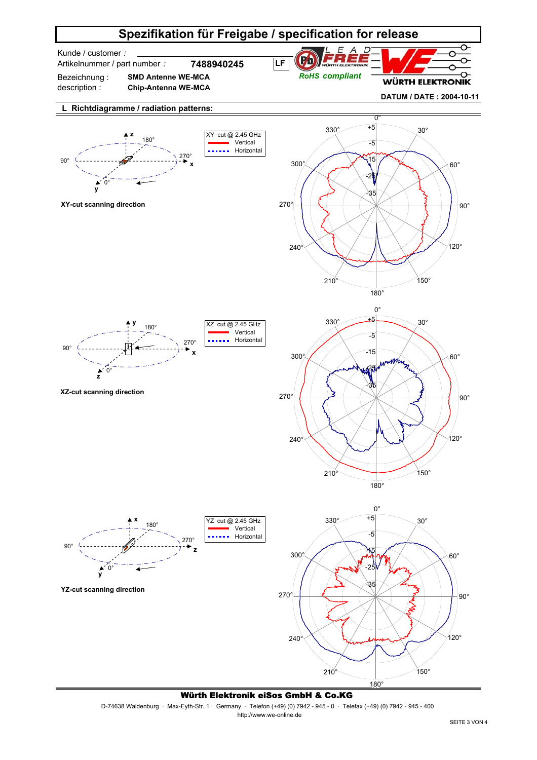# Spezifikation für Freigabe / specification for release

Kunde / customer :

Artikelnummer / part number : **7488940245** LF

Bezeichnung : **SMD Antenne WE-MCA**

description : **Chip-Antenna WE-MCA**

RoHS compliant

WÜRTH ELEKTRONIK

**DATUM / DATE : 2004-10-11**

## L Richtdiagramme / radiation patterns:

XY cut @ 2.45 GHz
- Vertical
- Horizontal

**XY-cut scanning direction**

XZ cut @ 2.45 GHz
- Vertical
- Horizontal

**XZ-cut scanning direction**

YZ cut @ 2.45 GHz
- Vertical
- Horizontal

**YZ-cut scanning direction**

**Würth Elektronik eiSos GmbH & Co.KG**

D-74638 Waldenburg · Max-Eyth-Str. 1 · Germany · Telefon (+49) (0) 7942 - 945 - 0 · Telefax (+49) (0) 7942 - 945 - 400

http://www.we-online.de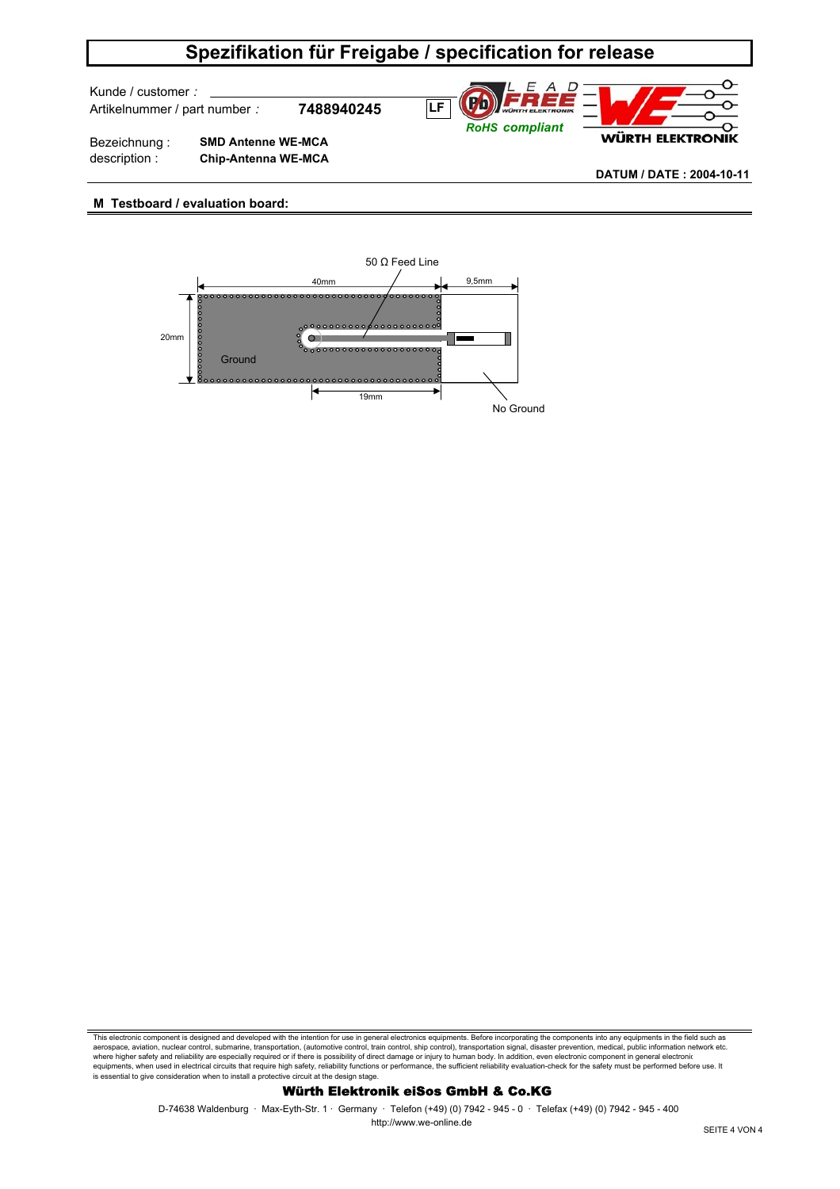# Spezifikation für Freigabe / specification for release

Kunde / customer :

Artikelnummer / part number : **7488940245**

LF

RoHS compliant

WÜRTH ELEKTRONIK

Bezeichnung : **SMD Antenne WE-MCA**

description : **Chip-Antenna WE-MCA**

**DATUM / DATE : 2004-10-11**

## M Testboard / evaluation board:

50 Ω Feed Line

40mm

9,5mm

20mm

Ground

19mm

No Ground

This electronic component is designed and developed with the intention for use in general electronics equipments. Before incorporating the components into any equipments in the field such as aerospace, aviation, nuclear control, submarine, transportation, (automotive control, train control, ship control), transportation signal, disaster prevention, medical, public information network etc. where higher safety and reliability are especially required or if there is possibility of direct damage or injury to human body. In addition, even electronic component in general electronic equipments, when used in electrical circuits that require high safety, reliability functions or performance, the sufficient reliability evaluation-check for the safety must be performed before use. It is essential to give consideration when to install a protective circuit at the design stage.

**Würth Elektronik eiSos GmbH & Co.KG**

D-74638 Waldenburg · Max-Eyth-Str. 1 · Germany · Telefon (+49) (0) 7942 - 945 - 0 · Telefax (+49) (0) 7942 - 945 - 400

http://www.we-online.de